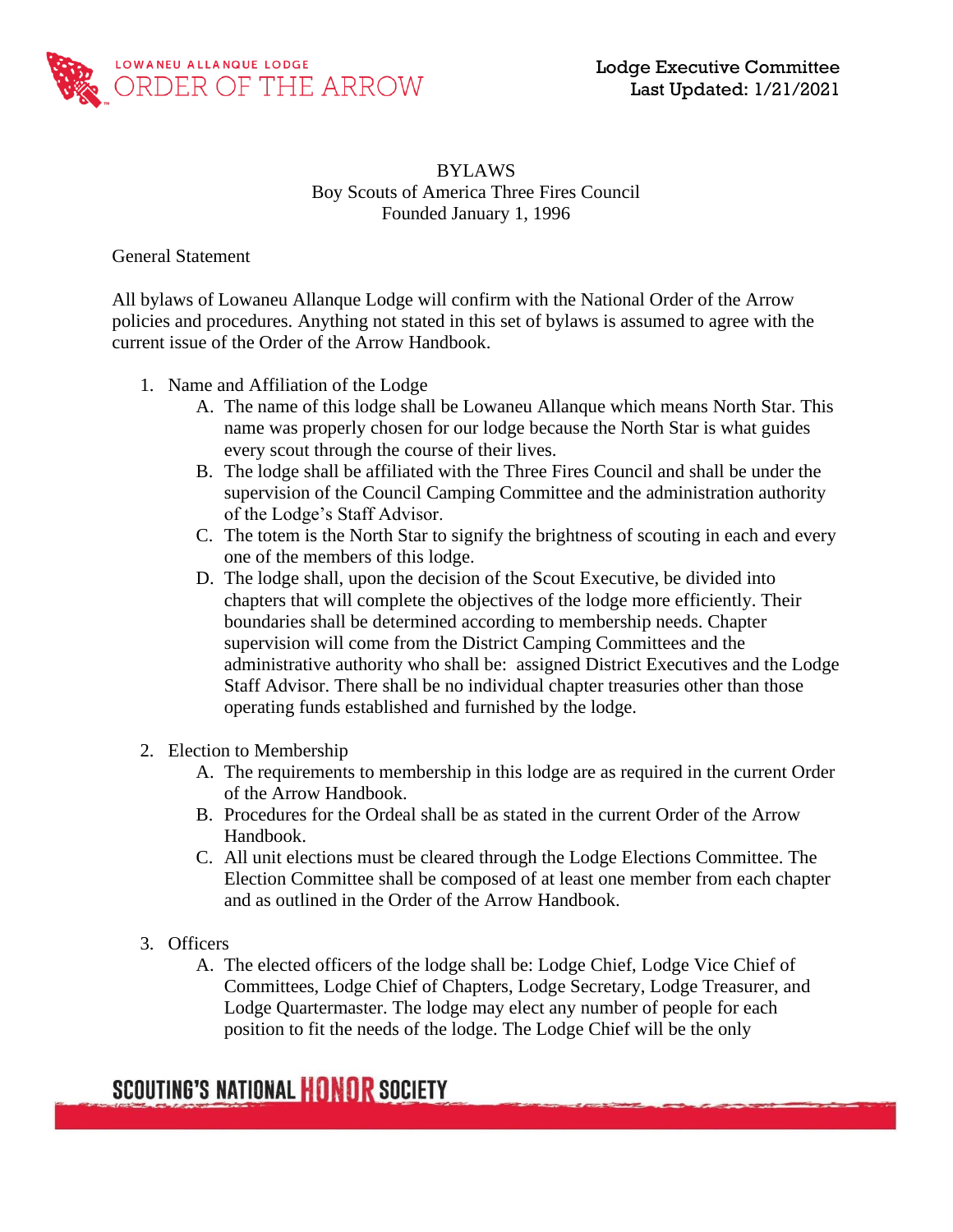# BYLAWS

Boy Scouts of America Three Fires Council
Founded January 1, 1996

General Statement

All bylaws of Lowaneu Allanque Lodge will confirm with the National Order of the Arrow policies and procedures. Anything not stated in this set of bylaws is assumed to agree with the current issue of the Order of the Arrow Handbook.

1. Name and Affiliation of the Lodge
   A. The name of this lodge shall be Lowaneu Allanque which means North Star. This name was properly chosen for our lodge because the North Star is what guides every scout through the course of their lives.
   B. The lodge shall be affiliated with the Three Fires Council and shall be under the supervision of the Council Camping Committee and the administration authority of the Lodge's Staff Advisor.
   C. The totem is the North Star to signify the brightness of scouting in each and every one of the members of this lodge.
   D. The lodge shall, upon the decision of the Scout Executive, be divided into chapters that will complete the objectives of the lodge more efficiently. Their boundaries shall be determined according to membership needs. Chapter supervision will come from the District Camping Committees and the administrative authority who shall be: assigned District Executives and the Lodge Staff Advisor. There shall be no individual chapter treasuries other than those operating funds established and furnished by the lodge.

2. Election to Membership
   A. The requirements to membership in this lodge are as required in the current Order of the Arrow Handbook.
   B. Procedures for the Ordeal shall be as stated in the current Order of the Arrow Handbook.
   C. All unit elections must be cleared through the Lodge Elections Committee. The Election Committee shall be composed of at least one member from each chapter and as outlined in the Order of the Arrow Handbook.

3. Officers
   A. The elected officers of the lodge shall be: Lodge Chief, Lodge Vice Chief of Committees, Lodge Chief of Chapters, Lodge Secretary, Lodge Treasurer, and Lodge Quartermaster. The lodge may elect any number of people for each position to fit the needs of the lodge. The Lodge Chief will be the only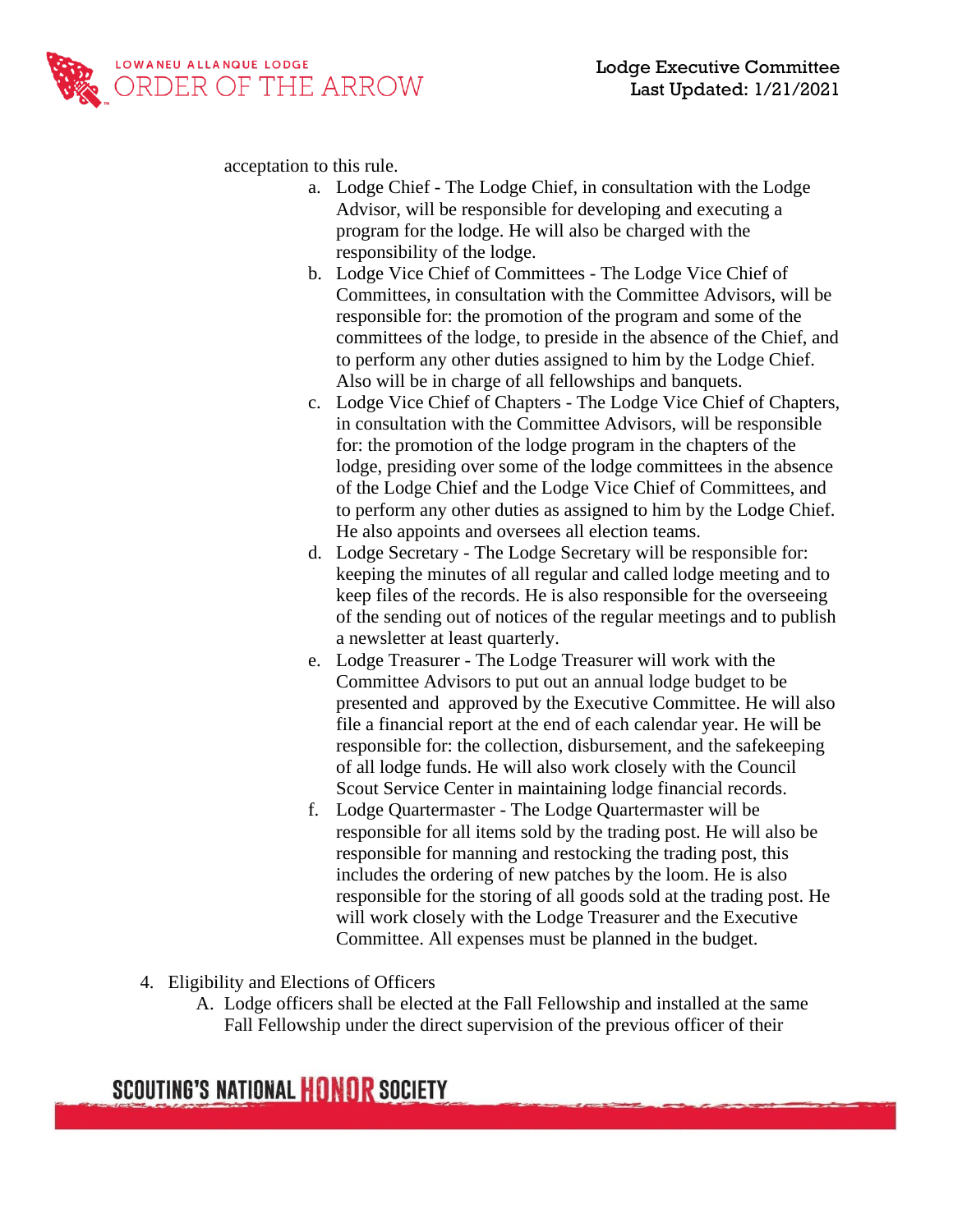acceptation to this rule.

a. Lodge Chief - The Lodge Chief, in consultation with the Lodge Advisor, will be responsible for developing and executing a program for the lodge. He will also be charged with the responsibility of the lodge.
b. Lodge Vice Chief of Committees - The Lodge Vice Chief of Committees, in consultation with the Committee Advisors, will be responsible for: the promotion of the program and some of the committees of the lodge, to preside in the absence of the Chief, and to perform any other duties assigned to him by the Lodge Chief. Also will be in charge of all fellowships and banquets.
c. Lodge Vice Chief of Chapters - The Lodge Vice Chief of Chapters, in consultation with the Committee Advisors, will be responsible for: the promotion of the lodge program in the chapters of the lodge, presiding over some of the lodge committees in the absence of the Lodge Chief and the Lodge Vice Chief of Committees, and to perform any other duties as assigned to him by the Lodge Chief. He also appoints and oversees all election teams.
d. Lodge Secretary - The Lodge Secretary will be responsible for: keeping the minutes of all regular and called lodge meeting and to keep files of the records. He is also responsible for the overseeing of the sending out of notices of the regular meetings and to publish a newsletter at least quarterly.
e. Lodge Treasurer - The Lodge Treasurer will work with the Committee Advisors to put out an annual lodge budget to be presented and approved by the Executive Committee. He will also file a financial report at the end of each calendar year. He will be responsible for: the collection, disbursement, and the safekeeping of all lodge funds. He will also work closely with the Council Scout Service Center in maintaining lodge financial records.
f. Lodge Quartermaster - The Lodge Quartermaster will be responsible for all items sold by the trading post. He will also be responsible for manning and restocking the trading post, this includes the ordering of new patches by the loom. He is also responsible for the storing of all goods sold at the trading post. He will work closely with the Lodge Treasurer and the Executive Committee. All expenses must be planned in the budget.

4. Eligibility and Elections of Officers
   A. Lodge officers shall be elected at the Fall Fellowship and installed at the same Fall Fellowship under the direct supervision of the previous officer of their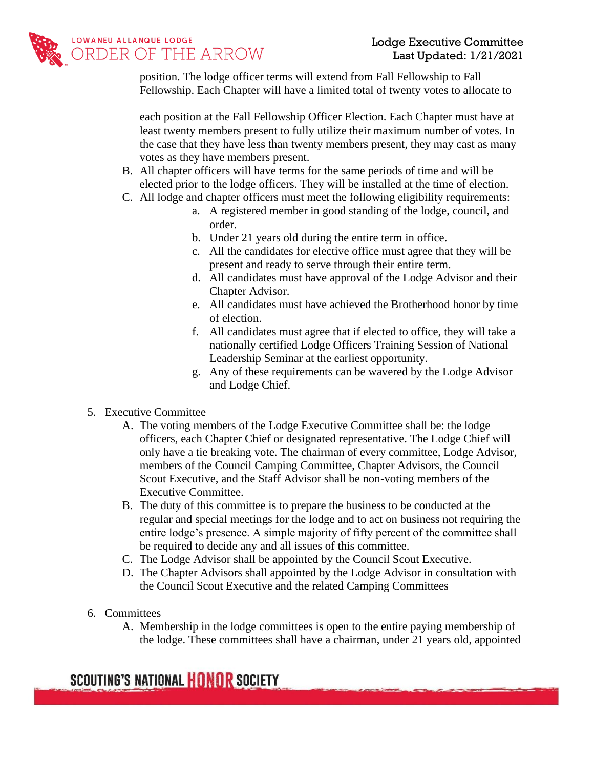position. The lodge officer terms will extend from Fall Fellowship to Fall Fellowship. Each Chapter will have a limited total of twenty votes to allocate to

each position at the Fall Fellowship Officer Election. Each Chapter must have at least twenty members present to fully utilize their maximum number of votes. In the case that they have less than twenty members present, they may cast as many votes as they have members present.

B. All chapter officers will have terms for the same periods of time and will be elected prior to the lodge officers. They will be installed at the time of election.

C. All lodge and chapter officers must meet the following eligibility requirements:
   a. A registered member in good standing of the lodge, council, and order.
   b. Under 21 years old during the entire term in office.
   c. All the candidates for elective office must agree that they will be present and ready to serve through their entire term.
   d. All candidates must have approval of the Lodge Advisor and their Chapter Advisor.
   e. All candidates must have achieved the Brotherhood honor by time of election.
   f. All candidates must agree that if elected to office, they will take a nationally certified Lodge Officers Training Session of National Leadership Seminar at the earliest opportunity.
   g. Any of these requirements can be wavered by the Lodge Advisor and Lodge Chief.

5. Executive Committee
   A. The voting members of the Lodge Executive Committee shall be: the lodge officers, each Chapter Chief or designated representative. The Lodge Chief will only have a tie breaking vote. The chairman of every committee, Lodge Advisor, members of the Council Camping Committee, Chapter Advisors, the Council Scout Executive, and the Staff Advisor shall be non-voting members of the Executive Committee.
   B. The duty of this committee is to prepare the business to be conducted at the regular and special meetings for the lodge and to act on business not requiring the entire lodge's presence. A simple majority of fifty percent of the committee shall be required to decide any and all issues of this committee.
   C. The Lodge Advisor shall be appointed by the Council Scout Executive.
   D. The Chapter Advisors shall appointed by the Lodge Advisor in consultation with the Council Scout Executive and the related Camping Committees

6. Committees
   A. Membership in the lodge committees is open to the entire paying membership of the lodge. These committees shall have a chairman, under 21 years old, appointed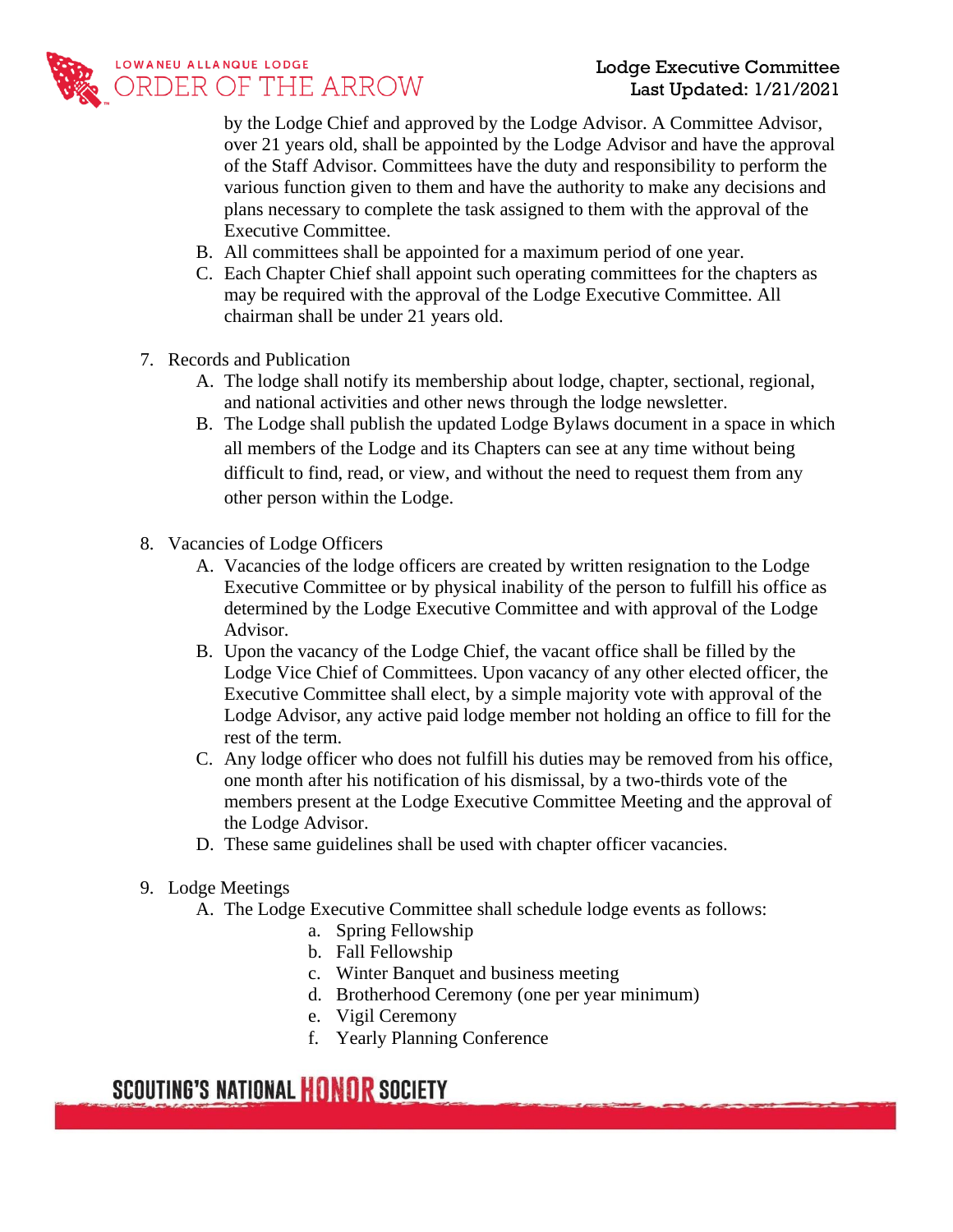by the Lodge Chief and approved by the Lodge Advisor. A Committee Advisor, over 21 years old, shall be appointed by the Lodge Advisor and have the approval of the Staff Advisor. Committees have the duty and responsibility to perform the various function given to them and have the authority to make any decisions and plans necessary to complete the task assigned to them with the approval of the Executive Committee.

B. All committees shall be appointed for a maximum period of one year.

C. Each Chapter Chief shall appoint such operating committees for the chapters as may be required with the approval of the Lodge Executive Committee. All chairman shall be under 21 years old.

7. Records and Publication

   A. The lodge shall notify its membership about lodge, chapter, sectional, regional, and national activities and other news through the lodge newsletter.

   B. The Lodge shall publish the updated Lodge Bylaws document in a space in which all members of the Lodge and its Chapters can see at any time without being difficult to find, read, or view, and without the need to request them from any other person within the Lodge.

8. Vacancies of Lodge Officers

   A. Vacancies of the lodge officers are created by written resignation to the Lodge Executive Committee or by physical inability of the person to fulfill his office as determined by the Lodge Executive Committee and with approval of the Lodge Advisor.

   B. Upon the vacancy of the Lodge Chief, the vacant office shall be filled by the Lodge Vice Chief of Committees. Upon vacancy of any other elected officer, the Executive Committee shall elect, by a simple majority vote with approval of the Lodge Advisor, any active paid lodge member not holding an office to fill for the rest of the term.

   C. Any lodge officer who does not fulfill his duties may be removed from his office, one month after his notification of his dismissal, by a two-thirds vote of the members present at the Lodge Executive Committee Meeting and the approval of the Lodge Advisor.

   D. These same guidelines shall be used with chapter officer vacancies.

9. Lodge Meetings

   A. The Lodge Executive Committee shall schedule lodge events as follows:

      a. Spring Fellowship
      b. Fall Fellowship
      c. Winter Banquet and business meeting
      d. Brotherhood Ceremony (one per year minimum)
      e. Vigil Ceremony
      f. Yearly Planning Conference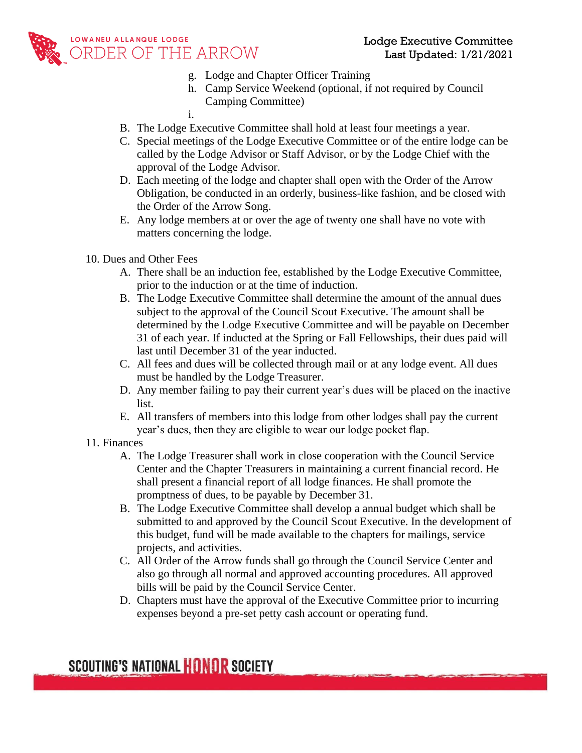g. Lodge and Chapter Officer Training
   h. Camp Service Weekend (optional, if not required by Council Camping Committee)
   i.

B. The Lodge Executive Committee shall hold at least four meetings a year.
C. Special meetings of the Lodge Executive Committee or of the entire lodge can be called by the Lodge Advisor or Staff Advisor, or by the Lodge Chief with the approval of the Lodge Advisor.
D. Each meeting of the lodge and chapter shall open with the Order of the Arrow Obligation, be conducted in an orderly, business-like fashion, and be closed with the Order of the Arrow Song.
E. Any lodge members at or over the age of twenty one shall have no vote with matters concerning the lodge.

10. Dues and Other Fees
   A. There shall be an induction fee, established by the Lodge Executive Committee, prior to the induction or at the time of induction.
   B. The Lodge Executive Committee shall determine the amount of the annual dues subject to the approval of the Council Scout Executive. The amount shall be determined by the Lodge Executive Committee and will be payable on December 31 of each year. If inducted at the Spring or Fall Fellowships, their dues paid will last until December 31 of the year inducted.
   C. All fees and dues will be collected through mail or at any lodge event. All dues must be handled by the Lodge Treasurer.
   D. Any member failing to pay their current year's dues will be placed on the inactive list.
   E. All transfers of members into this lodge from other lodges shall pay the current year's dues, then they are eligible to wear our lodge pocket flap.

11. Finances
   A. The Lodge Treasurer shall work in close cooperation with the Council Service Center and the Chapter Treasurers in maintaining a current financial record. He shall present a financial report of all lodge finances. He shall promote the promptness of dues, to be payable by December 31.
   B. The Lodge Executive Committee shall develop a annual budget which shall be submitted to and approved by the Council Scout Executive. In the development of this budget, fund will be made available to the chapters for mailings, service projects, and activities.
   C. All Order of the Arrow funds shall go through the Council Service Center and also go through all normal and approved accounting procedures. All approved bills will be paid by the Council Service Center.
   D. Chapters must have the approval of the Executive Committee prior to incurring expenses beyond a pre-set petty cash account or operating fund.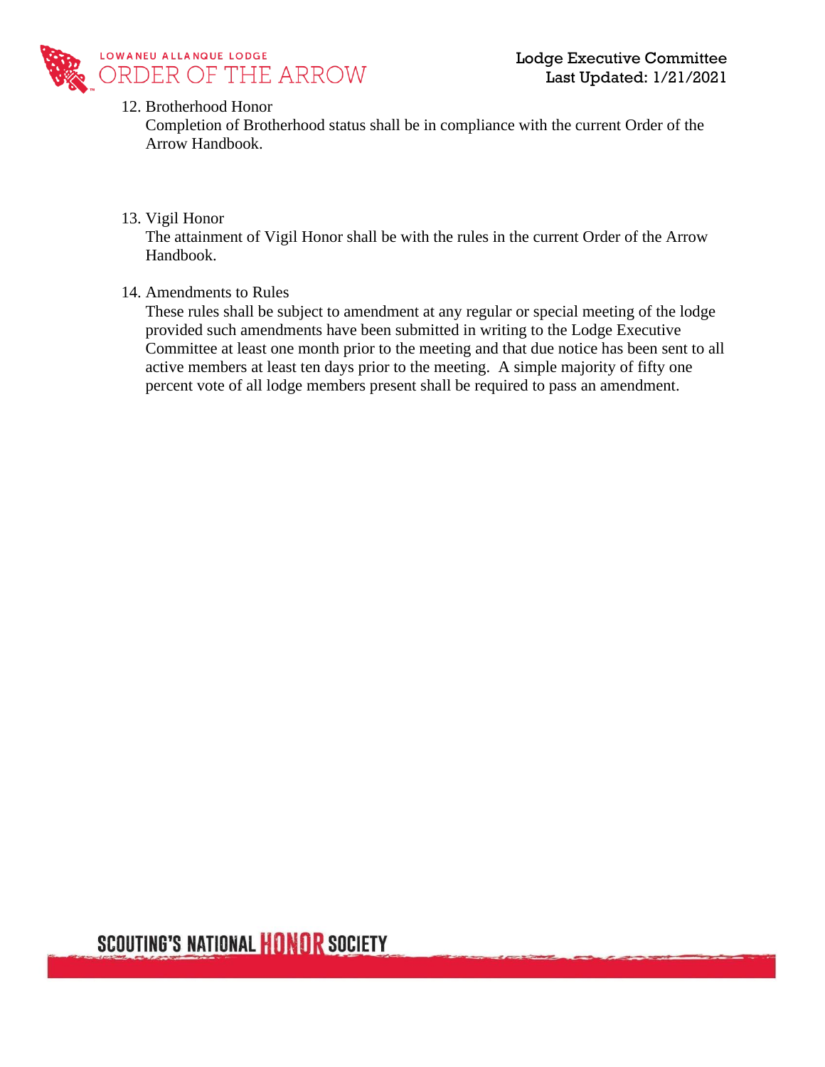12. Brotherhood Honor
    Completion of Brotherhood status shall be in compliance with the current Order of the Arrow Handbook.

13. Vigil Honor
    The attainment of Vigil Honor shall be with the rules in the current Order of the Arrow Handbook.

14. Amendments to Rules
    These rules shall be subject to amendment at any regular or special meeting of the lodge provided such amendments have been submitted in writing to the Lodge Executive Committee at least one month prior to the meeting and that due notice has been sent to all active members at least ten days prior to the meeting. A simple majority of fifty one percent vote of all lodge members present shall be required to pass an amendment.